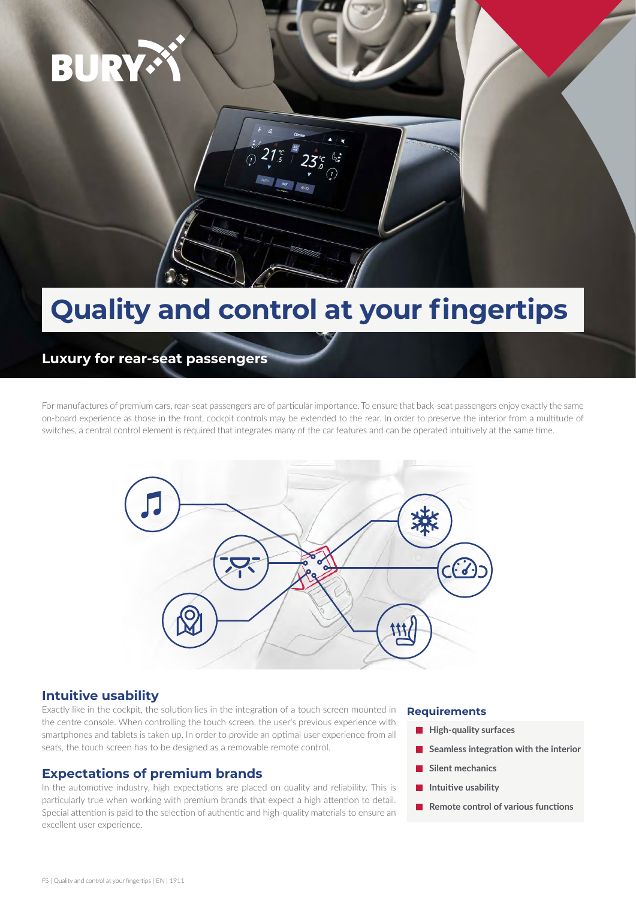# Quality and control at your fingertips

## Luxury for rear-seat passengers

For manufactures of premium cars, rear-seat passengers are of particular importance. To ensure that back-seat passengers enjoy exactly the same on-board experience as those in the front, cockpit controls may be extended to the rear. In order to preserve the interior from a multitude of switches, a central control element is required that integrates many of the car features and can be operated intuitively at the same time.

### Intuitive usability

Exactly like in the cockpit, the solution lies in the integration of a touch screen mounted in the centre console. When controlling the touch screen, the user's previous experience with smartphones and tablets is taken up. In order to provide an optimal user experience from all seats, the touch screen has to be designed as a removable remote control.

### Expectations of premium brands

In the automotive industry, high expectations are placed on quality and reliability. This is particularly true when working with premium brands that expect a high attention to detail. Special attention is paid to the selection of authentic and high-quality materials to ensure an excellent user experience.

### Requirements

- **High-quality surfaces**
- **Seamless integration with the interior**
- **Silent mechanics**
- **Intuitive usability**
- **Remote control of various functions**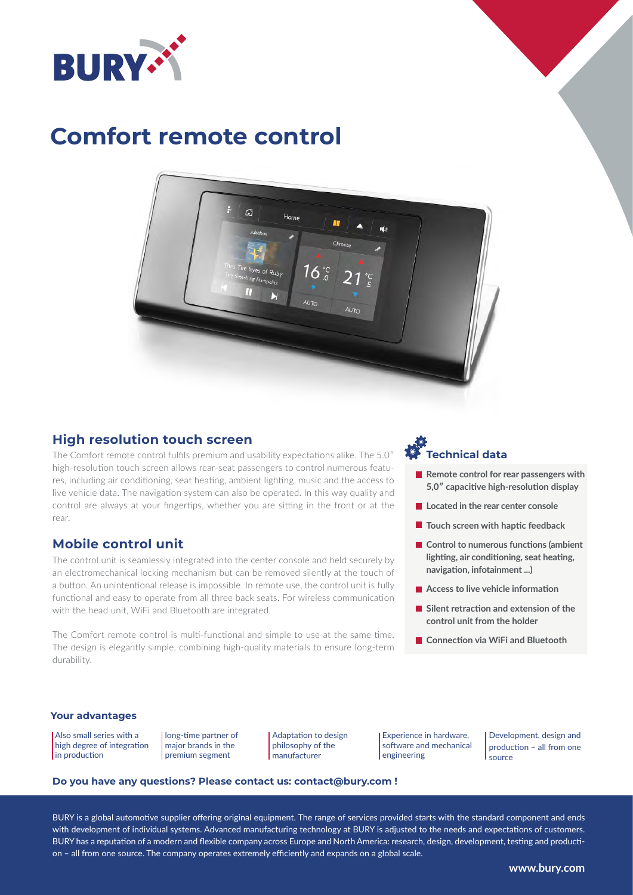# Comfort remote control

## High resolution touch screen

The Comfort remote control fulfils premium and usability expectations alike. The 5.0" high-resolution touch screen allows rear-seat passengers to control numerous features, including air conditioning, seat heating, ambient lighting, music and the access to live vehicle data. The navigation system can also be operated. In this way quality and control are always at your fingertips, whether you are sitting in the front or at the rear.

## Mobile control unit

The control unit is seamlessly integrated into the center console and held securely by an electromechanical locking mechanism but can be removed silently at the touch of a button. An unintentional release is impossible. In remote use, the control unit is fully functional and easy to operate from all three back seats. For wireless communication with the head unit, WiFi and Bluetooth are integrated.

The Comfort remote control is multi-functional and simple to use at the same time. The design is elegantly simple, combining high-quality materials to ensure long-term durability.

## Technical data

- **Remote control for rear passengers with 5,0" capacitive high-resolution display**
- **Located in the rear center console**
- **Touch screen with haptic feedback**
- **Control to numerous functions (ambient lighting, air conditioning, seat heating, navigation, infotainment ...)**
- **Access to live vehicle information**
- **Silent retraction and extension of the control unit from the holder**
- **Connection via WiFi and Bluetooth**

### Your advantages

- Also small series with a high degree of integration in production
- long-time partner of major brands in the premium segment
- Adaptation to design philosophy of the manufacturer
- Experience in hardware, software and mechanical engineering
- Development, design and production – all from one source

**Do you have any questions? Please contact us: contact@bury.com !**

BURY is a global automotive supplier offering original equipment. The range of services provided starts with the standard component and ends with development of individual systems. Advanced manufacturing technology at BURY is adjusted to the needs and expectations of customers. BURY has a reputation of a modern and flexible company across Europe and North America: research, design, development, testing and production – all from one source. The company operates extremely efficiently and expands on a global scale.

**www.bury.com**